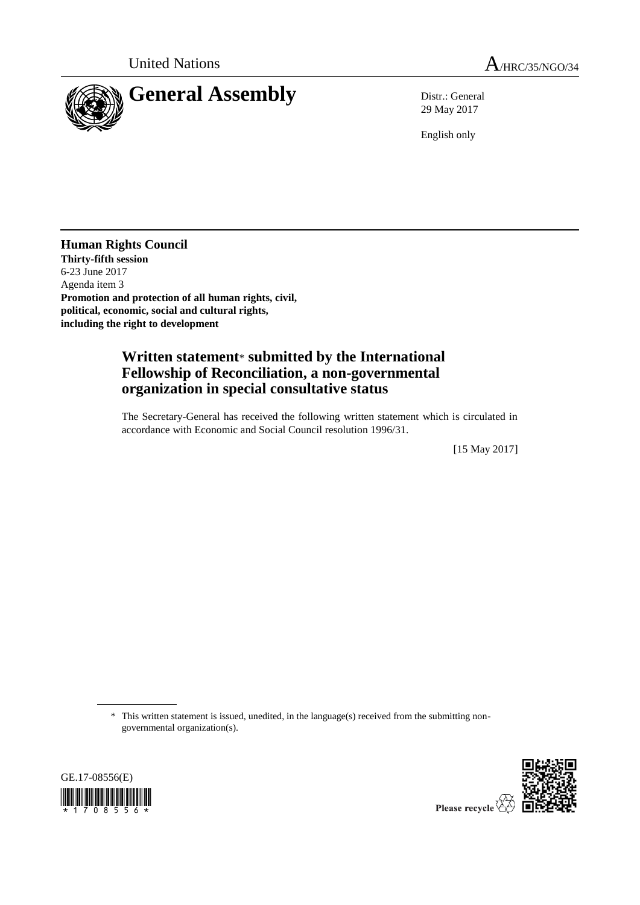United Nations

A/HRC/35/NGO/34

# General Assembly

Distr.: General
29 May 2017

English only

**Human Rights Council**
**Thirty-fifth session**
6-23 June 2017
Agenda item 3
**Promotion and protection of all human rights, civil, political, economic, social and cultural rights, including the right to development**

## Written statement* submitted by the International Fellowship of Reconciliation, a non-governmental organization in special consultative status

The Secretary-General has received the following written statement which is circulated in accordance with Economic and Social Council resolution 1996/31.

[15 May 2017]

* This written statement is issued, unedited, in the language(s) received from the submitting non-governmental organization(s).

GE.17-08556(E)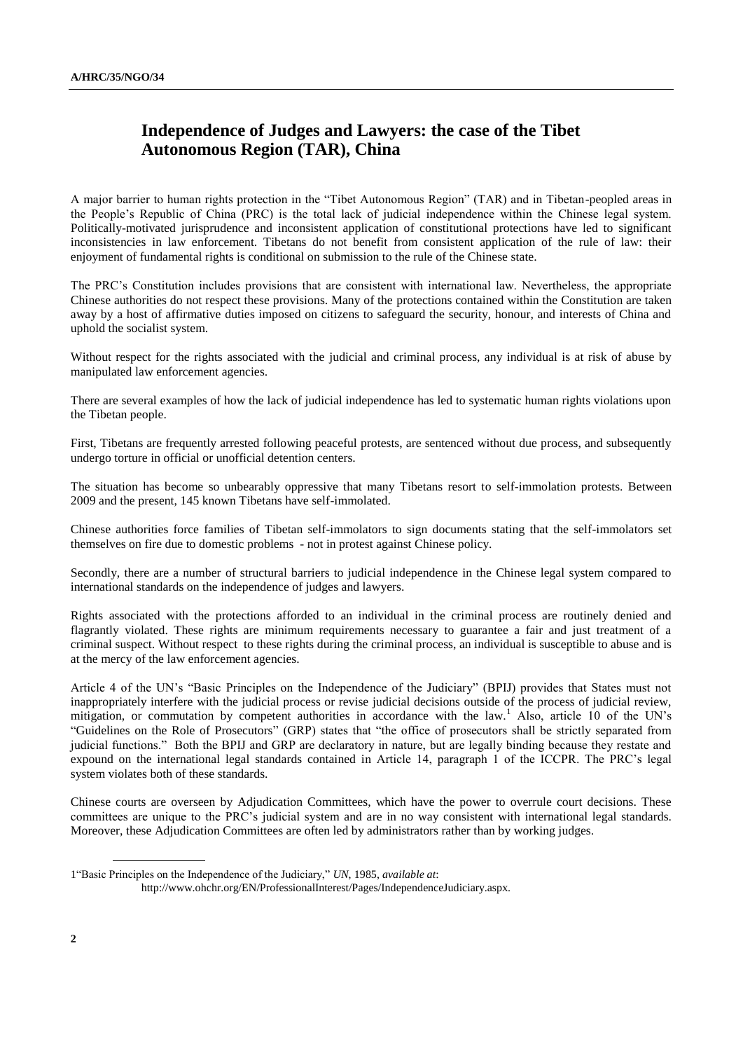## Independence of Judges and Lawyers: the case of the Tibet Autonomous Region (TAR), China

A major barrier to human rights protection in the "Tibet Autonomous Region" (TAR) and in Tibetan-peopled areas in the People's Republic of China (PRC) is the total lack of judicial independence within the Chinese legal system. Politically-motivated jurisprudence and inconsistent application of constitutional protections have led to significant inconsistencies in law enforcement. Tibetans do not benefit from consistent application of the rule of law: their enjoyment of fundamental rights is conditional on submission to the rule of the Chinese state.

The PRC's Constitution includes provisions that are consistent with international law. Nevertheless, the appropriate Chinese authorities do not respect these provisions. Many of the protections contained within the Constitution are taken away by a host of affirmative duties imposed on citizens to safeguard the security, honour, and interests of China and uphold the socialist system.

Without respect for the rights associated with the judicial and criminal process, any individual is at risk of abuse by manipulated law enforcement agencies.

There are several examples of how the lack of judicial independence has led to systematic human rights violations upon the Tibetan people.

First, Tibetans are frequently arrested following peaceful protests, are sentenced without due process, and subsequently undergo torture in official or unofficial detention centers.

The situation has become so unbearably oppressive that many Tibetans resort to self-immolation protests. Between 2009 and the present, 145 known Tibetans have self-immolated.

Chinese authorities force families of Tibetan self-immolators to sign documents stating that the self-immolators set themselves on fire due to domestic problems - not in protest against Chinese policy.

Secondly, there are a number of structural barriers to judicial independence in the Chinese legal system compared to international standards on the independence of judges and lawyers.

Rights associated with the protections afforded to an individual in the criminal process are routinely denied and flagrantly violated. These rights are minimum requirements necessary to guarantee a fair and just treatment of a criminal suspect. Without respect to these rights during the criminal process, an individual is susceptible to abuse and is at the mercy of the law enforcement agencies.

Article 4 of the UN's "Basic Principles on the Independence of the Judiciary" (BPIJ) provides that States must not inappropriately interfere with the judicial process or revise judicial decisions outside of the process of judicial review, mitigation, or commutation by competent authorities in accordance with the law.[1] Also, article 10 of the UN's "Guidelines on the Role of Prosecutors" (GRP) states that "the office of prosecutors shall be strictly separated from judicial functions." Both the BPIJ and GRP are declaratory in nature, but are legally binding because they restate and expound on the international legal standards contained in Article 14, paragraph 1 of the ICCPR. The PRC's legal system violates both of these standards.

Chinese courts are overseen by Adjudication Committees, which have the power to overrule court decisions. These committees are unique to the PRC's judicial system and are in no way consistent with international legal standards. Moreover, these Adjudication Committees are often led by administrators rather than by working judges.

---

1 "Basic Principles on the Independence of the Judiciary," *UN*, 1985, *available at*: http://www.ohchr.org/EN/ProfessionalInterest/Pages/IndependenceJudiciary.aspx.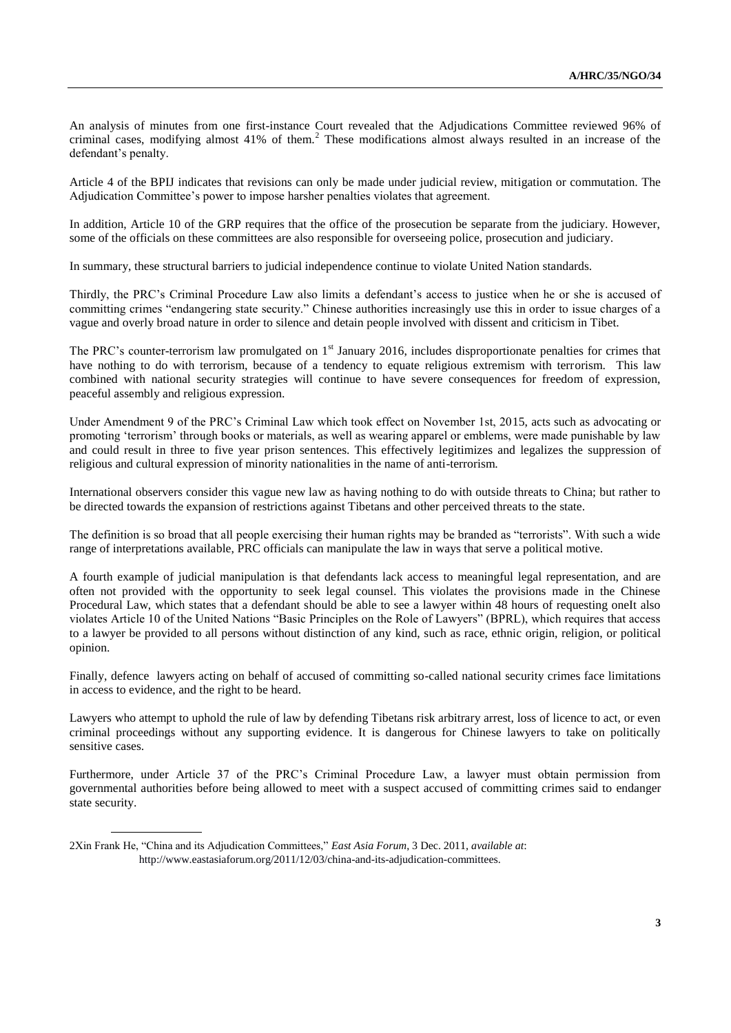An analysis of minutes from one first-instance Court revealed that the Adjudications Committee reviewed 96% of criminal cases, modifying almost 41% of them.[2] These modifications almost always resulted in an increase of the defendant's penalty.

Article 4 of the BPIJ indicates that revisions can only be made under judicial review, mitigation or commutation. The Adjudication Committee's power to impose harsher penalties violates that agreement.

In addition, Article 10 of the GRP requires that the office of the prosecution be separate from the judiciary. However, some of the officials on these committees are also responsible for overseeing police, prosecution and judiciary.

In summary, these structural barriers to judicial independence continue to violate United Nation standards.

Thirdly, the PRC's Criminal Procedure Law also limits a defendant's access to justice when he or she is accused of committing crimes "endangering state security." Chinese authorities increasingly use this in order to issue charges of a vague and overly broad nature in order to silence and detain people involved with dissent and criticism in Tibet.

The PRC's counter-terrorism law promulgated on 1st January 2016, includes disproportionate penalties for crimes that have nothing to do with terrorism, because of a tendency to equate religious extremism with terrorism. This law combined with national security strategies will continue to have severe consequences for freedom of expression, peaceful assembly and religious expression.

Under Amendment 9 of the PRC's Criminal Law which took effect on November 1st, 2015, acts such as advocating or promoting 'terrorism' through books or materials, as well as wearing apparel or emblems, were made punishable by law and could result in three to five year prison sentences. This effectively legitimizes and legalizes the suppression of religious and cultural expression of minority nationalities in the name of anti-terrorism.

International observers consider this vague new law as having nothing to do with outside threats to China; but rather to be directed towards the expansion of restrictions against Tibetans and other perceived threats to the state.

The definition is so broad that all people exercising their human rights may be branded as "terrorists". With such a wide range of interpretations available, PRC officials can manipulate the law in ways that serve a political motive.

A fourth example of judicial manipulation is that defendants lack access to meaningful legal representation, and are often not provided with the opportunity to seek legal counsel. This violates the provisions made in the Chinese Procedural Law, which states that a defendant should be able to see a lawyer within 48 hours of requesting oneIt also violates Article 10 of the United Nations "Basic Principles on the Role of Lawyers" (BPRL), which requires that access to a lawyer be provided to all persons without distinction of any kind, such as race, ethnic origin, religion, or political opinion.

Finally, defence lawyers acting on behalf of accused of committing so-called national security crimes face limitations in access to evidence, and the right to be heard.

Lawyers who attempt to uphold the rule of law by defending Tibetans risk arbitrary arrest, loss of licence to act, or even criminal proceedings without any supporting evidence. It is dangerous for Chinese lawyers to take on politically sensitive cases.

Furthermore, under Article 37 of the PRC's Criminal Procedure Law, a lawyer must obtain permission from governmental authorities before being allowed to meet with a suspect accused of committing crimes said to endanger state security.

---

2Xin Frank He, "China and its Adjudication Committees," *East Asia Forum*, 3 Dec. 2011, *available at*: http://www.eastasiaforum.org/2011/12/03/china-and-its-adjudication-committees.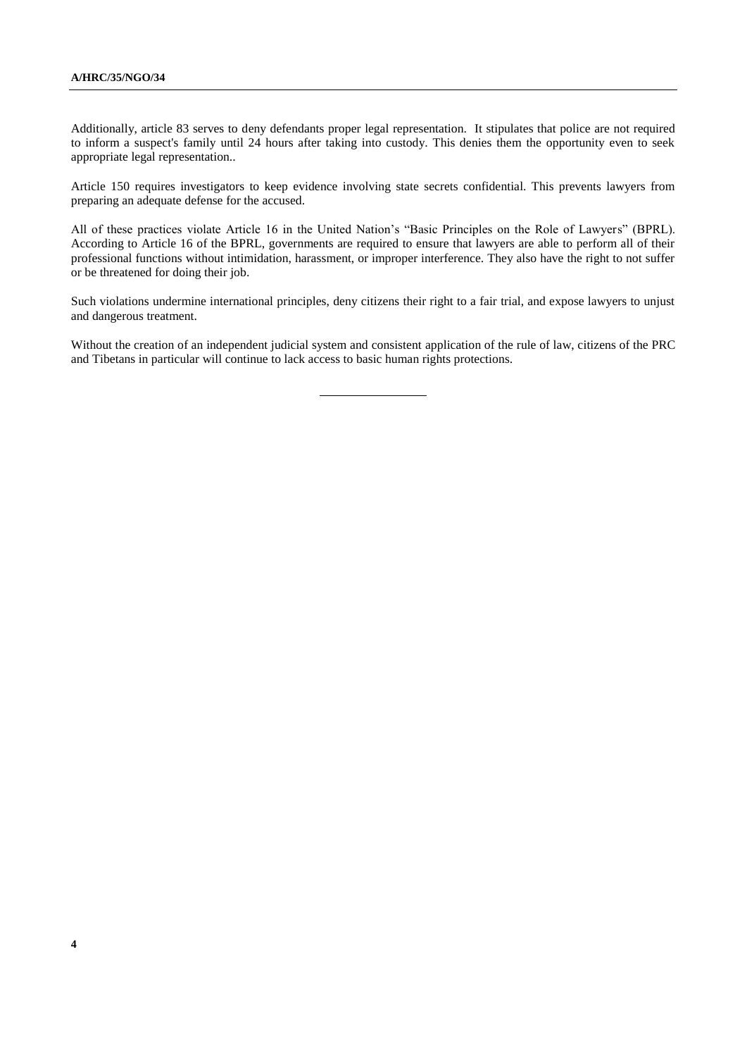Additionally, article 83 serves to deny defendants proper legal representation. It stipulates that police are not required to inform a suspect's family until 24 hours after taking into custody. This denies them the opportunity even to seek appropriate legal representation..

Article 150 requires investigators to keep evidence involving state secrets confidential. This prevents lawyers from preparing an adequate defense for the accused.

All of these practices violate Article 16 in the United Nation's "Basic Principles on the Role of Lawyers" (BPRL). According to Article 16 of the BPRL, governments are required to ensure that lawyers are able to perform all of their professional functions without intimidation, harassment, or improper interference. They also have the right to not suffer or be threatened for doing their job.

Such violations undermine international principles, deny citizens their right to a fair trial, and expose lawyers to unjust and dangerous treatment.

Without the creation of an independent judicial system and consistent application of the rule of law, citizens of the PRC and Tibetans in particular will continue to lack access to basic human rights protections.